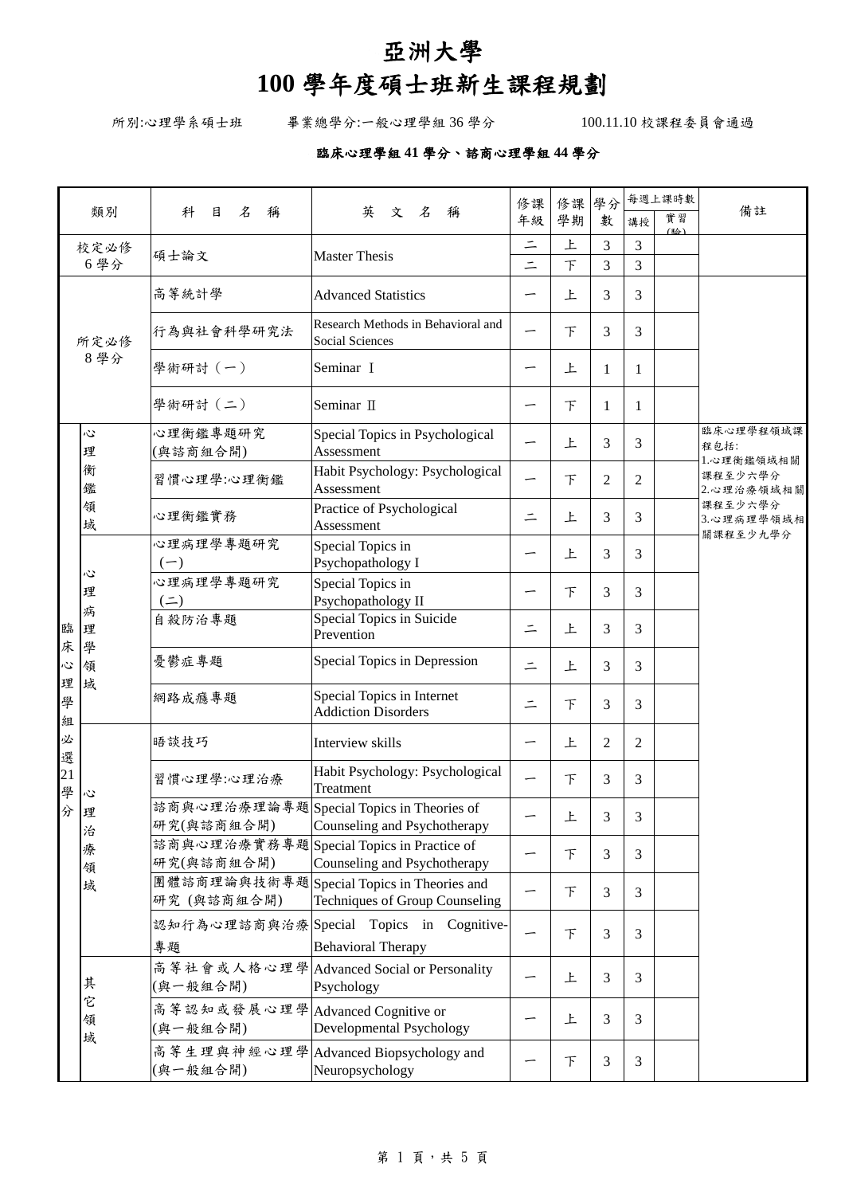# 亞洲大學

# 100 學年度碩士班新生課程規劃

所別:心理學系碩士班　　畢業總學分:一般心理學組 36 學分　　100.11.10 校課程委員會通過

**臨床心理學組 41 學分、諮商心理學組 44 學分**

| 類別 | | 科目名稱 | 英文名稱 | 修課年級 | 修課學期 | 學分數 | 每週上課時數 | | 備註 |
|---|---|---|---|---|---|---|---|---|---|
| | | | | | | | 講授 | 實習(驗) | |
| 校定必修 6 學分 | | 碩士論文 | Master Thesis | 二 | 上 | 3 | 3 | | |
| | | | | 二 | 下 | 3 | 3 | | |
| 所定必修 8 學分 | | 高等統計學 | Advanced Statistics | 一 | 上 | 3 | 3 | | |
| | | 行為與社會科學研究法 | Research Methods in Behavioral and Social Sciences | 一 | 下 | 3 | 3 | | |
| | | 學術研討（一） | Seminar Ⅰ | 一 | 上 | 1 | 1 | | |
| | | 學術研討（二） | Seminar Ⅱ | 一 | 下 | 1 | 1 | | |
| 臨床心理學組必選21學分 | 心理衡鑑領域 | 心理衡鑑專題研究(與諮商組合開) | Special Topics in Psychological Assessment | 一 | 上 | 3 | 3 | | 臨床心理學程領域課程包括:<br>1.心理衡鑑領域相關課程至少六學分<br>2.心理治療領域相關課程至少六學分<br>3.心理病理學領域相關課程至少九學分 |
| | | 習慣心理學:心理衡鑑 | Habit Psychology: Psychological Assessment | 一 | 下 | 2 | 2 | | |
| | | 心理衡鑑實務 | Practice of Psychological Assessment | 二 | 上 | 3 | 3 | | |
| | 心理病理學領域 | 心理病理學專題研究(一) | Special Topics in Psychopathology I | 一 | 上 | 3 | 3 | | |
| | | 心理病理學專題研究(二) | Special Topics in Psychopathology II | 一 | 下 | 3 | 3 | | |
| | | 自殺防治專題 | Special Topics in Suicide Prevention | 二 | 上 | 3 | 3 | | |
| | | 憂鬱症專題 | Special Topics in Depression | 二 | 上 | 3 | 3 | | |
| | | 網路成癮專題 | Special Topics in Internet Addiction Disorders | 二 | 下 | 3 | 3 | | |
| | 心理治療領域 | 晤談技巧 | Interview skills | 一 | 上 | 2 | 2 | | |
| | | 習慣心理學:心理治療 | Habit Psychology: Psychological Treatment | 一 | 下 | 3 | 3 | | |
| | | 諮商與心理治療理論專題研究(與諮商組合開) | Special Topics in Theories of Counseling and Psychotherapy | 一 | 上 | 3 | 3 | | |
| | | 諮商與心理治療實務專題研究(與諮商組合開) | Special Topics in Practice of Counseling and Psychotherapy | 一 | 下 | 3 | 3 | | |
| | | 團體諮商理論與技術專題研究 (與諮商組合開) | Special Topics in Theories and Techniques of Group Counseling | 一 | 下 | 3 | 3 | | |
| | | 認知行為心理諮商與治療專題 | Special Topics in Cognitive-Behavioral Therapy | 一 | 下 | 3 | 3 | | |
| | 其它領域 | 高等社會或人格心理學(與一般組合開) | Advanced Social or Personality Psychology | 一 | 上 | 3 | 3 | | |
| | | 高等認知或發展心理學(與一般組合開) | Advanced Cognitive or Developmental Psychology | 一 | 上 | 3 | 3 | | |
| | | 高等生理與神經心理學(與一般組合開) | Advanced Biopsychology and Neuropsychology | 一 | 下 | 3 | 3 | | |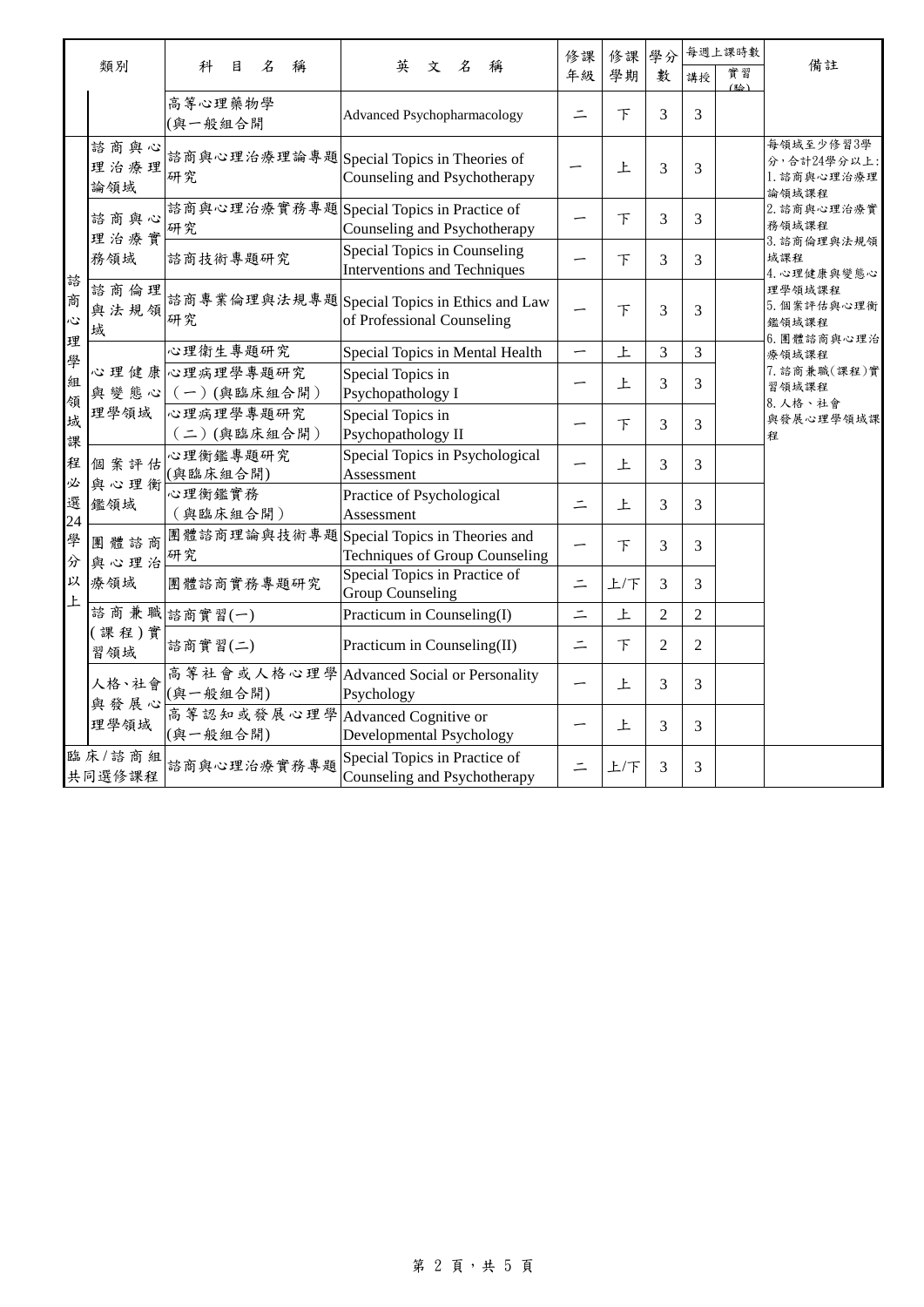| 類別 | | 科目名稱 | 英文名稱 | 修課年級 | 修課學期 | 學分數 | 每週上課時數 | | 備註 |
|---|---|---|---|---|---|---|---|---|---|
| | | | | | | | 講授 | 實習(驗) | |
| | | 高等心理藥物學(與一般組合開 | Advanced Psychopharmacology | 二 | 下 | 3 | 3 | | |
| 諮商心理學組領域課程必選24學分以上 | 諮商與心理治療理論領域 | 諮商與心理治療理論專題研究 | Special Topics in Theories of Counseling and Psychotherapy | 一 | 上 | 3 | 3 | | 每領域至少修習3學分，合計24學分以上:<br>1.諮商與心理治療理論領域課程<br>2.諮商與心理治療實務領域課程<br>3.諮商倫理與法規領域課程<br>4.心理健康與變態心理學領域課程<br>5.個案評估與心理衡鑑領域課程<br>6.團體諮商與心理治療領域課程<br>7.諮商兼職(課程)實習領域課程<br>8.人格、社會與發展心理學領域課程 |
| | 諮商與心理治療實務領域 | 諮商與心理治療實務專題研究 | Special Topics in Practice of Counseling and Psychotherapy | 一 | 下 | 3 | 3 | | |
| | | 諮商技術專題研究 | Special Topics in Counseling Interventions and Techniques | 一 | 下 | 3 | 3 | | |
| | 諮商倫理與法規領域 | 諮商專業倫理與法規專題研究 | Special Topics in Ethics and Law of Professional Counseling | 一 | 下 | 3 | 3 | | |
| | 心理健康與變態心理學領域 | 心理衛生專題研究 | Special Topics in Mental Health | 一 | 上 | 3 | 3 | | |
| | | 心理病理學專題研究(一)(與臨床組合開) | Special Topics in Psychopathology I | 一 | 上 | 3 | 3 | | |
| | | 心理病理學專題研究(二)(與臨床組合開) | Special Topics in Psychopathology II | 一 | 下 | 3 | 3 | | |
| | 個案評估與心理衡鑑領域 | 心理衡鑑專題研究(與臨床組合開) | Special Topics in Psychological Assessment | 一 | 上 | 3 | 3 | | |
| | | 心理衡鑑實務(與臨床組合開) | Practice of Psychological Assessment | 二 | 上 | 3 | 3 | | |
| | 團體諮商與心理治療領域 | 團體諮商理論與技術專題研究 | Special Topics in Theories and Techniques of Group Counseling | 一 | 下 | 3 | 3 | | |
| | | 團體諮商實務專題研究 | Special Topics in Practice of Group Counseling | 二 | 上/下 | 3 | 3 | | |
| | 諮商兼職(課程)實習領域 | 諮商實習(一) | Practicum in Counseling(I) | 二 | 上 | 2 | 2 | | |
| | | 諮商實習(二) | Practicum in Counseling(II) | 二 | 下 | 2 | 2 | | |
| | 人格、社會與發展心理學領域 | 高等社會或人格心理學(與一般組合開) | Advanced Social or Personality Psychology | 一 | 上 | 3 | 3 | | |
| | | 高等認知或發展心理學(與一般組合開) | Advanced Cognitive or Developmental Psychology | 一 | 上 | 3 | 3 | | |
| 臨床/諮商組共同選修課程 | | 諮商與心理治療實務專題 | Special Topics in Practice of Counseling and Psychotherapy | 二 | 上/下 | 3 | 3 | | |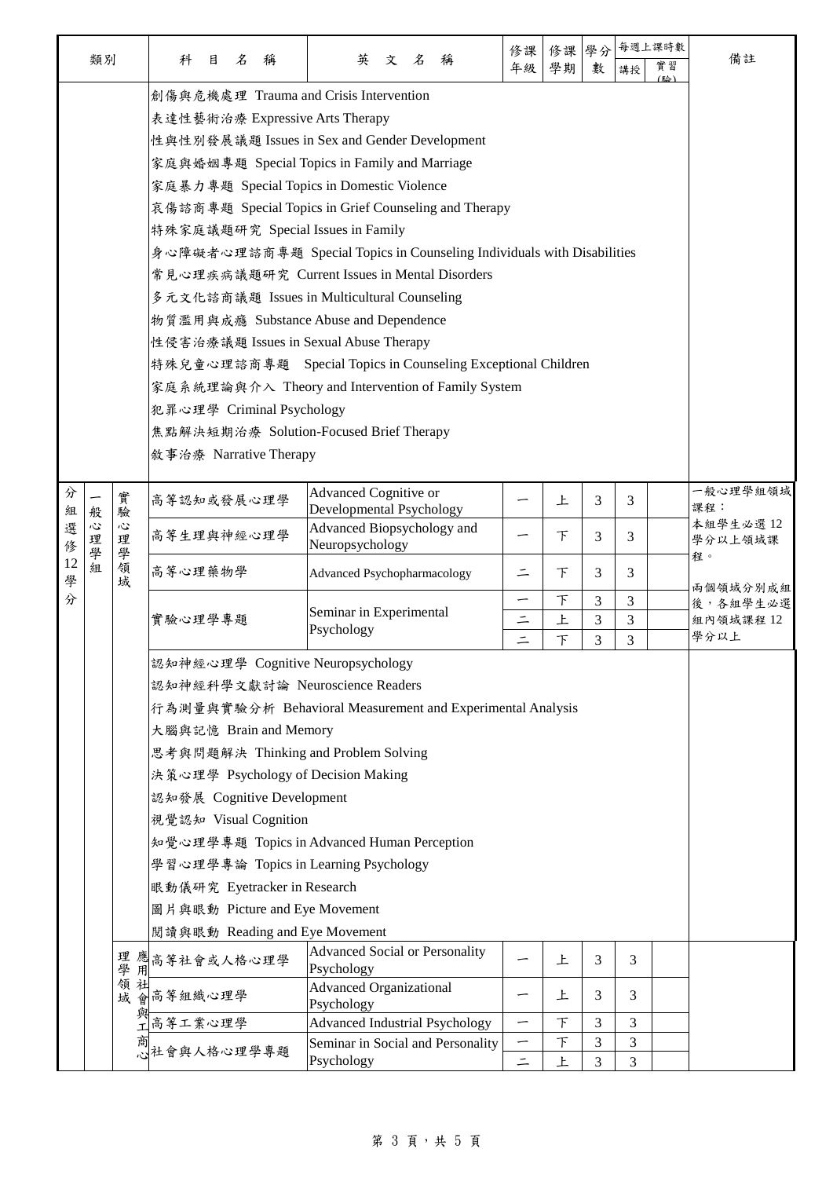| 類別 | | | 科目名稱 | 英文名稱 | 修課年級 | 修課學期 | 學分數 | 每週上課時數 講授 | 每週上課時數 實習(驗) | 備註 |
|---|---|---|---|---|---|---|---|---|---|---|
| | | | 創傷與危機處理 Trauma and Crisis Intervention | | | | | | | |
| | | | 表達性藝術治療 Expressive Arts Therapy | | | | | | | |
| | | | 性與性別發展議題 Issues in Sex and Gender Development | | | | | | | |
| | | | 家庭與婚姻專題 Special Topics in Family and Marriage | | | | | | | |
| | | | 家庭暴力專題 Special Topics in Domestic Violence | | | | | | | |
| | | | 哀傷諮商專題 Special Topics in Grief Counseling and Therapy | | | | | | | |
| | | | 特殊家庭議題研究 Special Issues in Family | | | | | | | |
| | | | 身心障礙者心理諮商專題 Special Topics in Counseling Individuals with Disabilities | | | | | | | |
| | | | 常見心理疾病議題研究 Current Issues in Mental Disorders | | | | | | | |
| | | | 多元文化諮商議題 Issues in Multicultural Counseling | | | | | | | |
| | | | 物質濫用與成癮 Substance Abuse and Dependence | | | | | | | |
| | | | 性侵害治療議題 Issues in Sexual Abuse Therapy | | | | | | | |
| | | | 特殊兒童心理諮商專題 Special Topics in Counseling Exceptional Children | | | | | | | |
| | | | 家庭系統理論與介入 Theory and Intervention of Family System | | | | | | | |
| | | | 犯罪心理學 Criminal Psychology | | | | | | | |
| | | | 焦點解決短期治療 Solution-Focused Brief Therapy | | | | | | | |
| | | | 敘事治療 Narrative Therapy | | | | | | | |
| 分組選修12學分 | 一般心理學組 | 實驗心理學領域 | 高等認知或發展心理學 | Advanced Cognitive or Developmental Psychology | 一 | 上 | 3 | 3 | | 一般心理學組領域課程：<br>本組學生必選12學分以上領域課程。<br>兩個領域分別成組後，各組學生必選組內領域課程12學分以上 |
| | | | 高等生理與神經心理學 | Advanced Biopsychology and Neuropsychology | 一 | 下 | 3 | 3 | | |
| | | | 高等心理藥物學 | Advanced Psychopharmacology | 二 | 下 | 3 | 3 | | |
| | | | 實驗心理學專題 | Seminar in Experimental Psychology | 一 | 下 | 3 | 3 | | |
| | | | | | 二 | 上 | 3 | 3 | | |
| | | | | | 二 | 下 | 3 | 3 | | |
| | | | 認知神經心理學 Cognitive Neuropsychology | | | | | | | |
| | | | 認知神經科學文獻討論 Neuroscience Readers | | | | | | | |
| | | | 行為測量與實驗分析 Behavioral Measurement and Experimental Analysis | | | | | | | |
| | | | 大腦與記憶 Brain and Memory | | | | | | | |
| | | | 思考與問題解決 Thinking and Problem Solving | | | | | | | |
| | | | 決策心理學 Psychology of Decision Making | | | | | | | |
| | | | 認知發展 Cognitive Development | | | | | | | |
| | | | 視覺認知 Visual Cognition | | | | | | | |
| | | | 知覺心理學專題 Topics in Advanced Human Perception | | | | | | | |
| | | | 學習心理學專論 Topics in Learning Psychology | | | | | | | |
| | | | 眼動儀研究 Eyetracker in Research | | | | | | | |
| | | | 圖片與眼動 Picture and Eye Movement | | | | | | | |
| | | | 閱讀與眼動 Reading and Eye Movement | | | | | | | |
| | | 應用社會與工商心理學領域 | 高等社會或人格心理學 | Advanced Social or Personality Psychology | 一 | 上 | 3 | 3 | | |
| | | | 高等組織心理學 | Advanced Organizational Psychology | 一 | 上 | 3 | 3 | | |
| | | | 高等工業心理學 | Advanced Industrial Psychology | 一 | 下 | 3 | 3 | | |
| | | | 社會與人格心理學專題 | Seminar in Social and Personality Psychology | 一 | 下 | 3 | 3 | | |
| | | | | | 二 | 上 | 3 | 3 | | |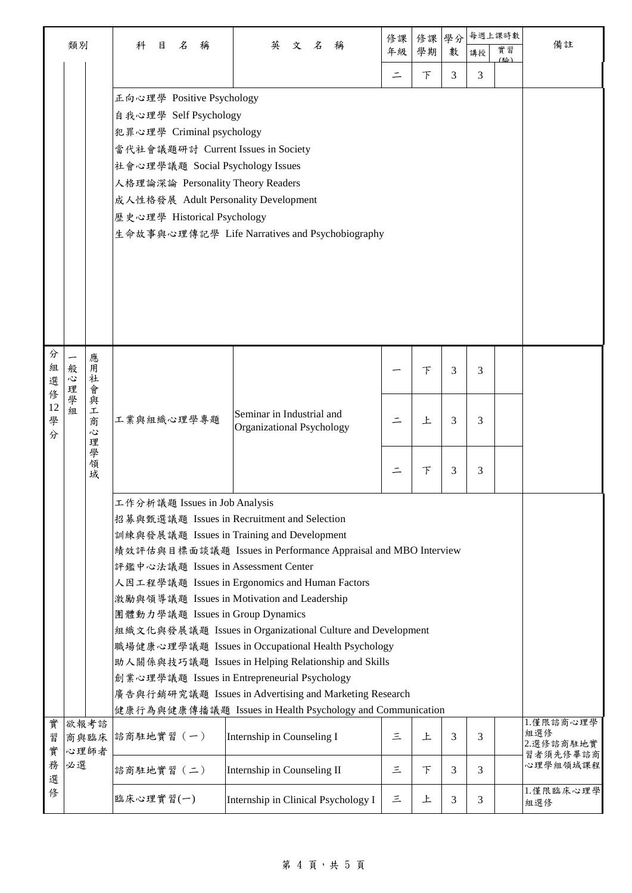| 類別 | | | 科目名稱 | 英文名稱 | 修課年級 | 修課學期 | 學分數 | 每週上課時數 | | 備註 |
|---|---|---|---|---|---|---|---|---|---|---|
| | | | | | | | | 講授 | 實習(驗) | |
| | | | | | 二 | 下 | 3 | 3 | | |
| | | | 正向心理學 Positive Psychology<br>自我心理學 Self Psychology<br>犯罪心理學 Criminal psychology<br>當代社會議題研討 Current Issues in Society<br>社會心理學議題 Social Psychology Issues<br>人格理論深論 Personality Theory Readers<br>成人性格發展 Adult Personality Development<br>歷史心理學 Historical Psychology<br>生命故事與心理傳記學 Life Narratives and Psychobiography | | | | | | | |
| 分組選修12學分 | 一般心理學組 | 應用社會與工商心理學領域 | 工業與組織心理學專題 | Seminar in Industrial and Organizational Psychology | 一 | 下 | 3 | 3 | | |
| | | | | | 二 | 上 | 3 | 3 | | |
| | | | | | 二 | 下 | 3 | 3 | | |
| | | | 工作分析議題 Issues in Job Analysis<br>招募與甄選議題 Issues in Recruitment and Selection<br>訓練與發展議題 Issues in Training and Development<br>績效評估與目標面談議題 Issues in Performance Appraisal and MBO Interview<br>評鑑中心法議題 Issues in Assessment Center<br>人因工程學議題 Issues in Ergonomics and Human Factors<br>激勵與領導議題 Issues in Motivation and Leadership<br>團體動力學議題 Issues in Group Dynamics<br>組織文化與發展議題 Issues in Organizational Culture and Development<br>職場健康心理學議題 Issues in Occupational Health Psychology<br>助人關係與技巧議題 Issues in Helping Relationship and Skills<br>創業心理學議題 Issues in Entrepreneurial Psychology<br>廣告與行銷研究議題 Issues in Advertising and Marketing Research<br>健康行為與健康傳播議題 Issues in Health Psychology and Communication | | | | | | | |
| 實習實務選修 | 欲報考諮商與臨床心理師者必選 | | 諮商駐地實習（一） | Internship in Counseling I | 三 | 上 | 3 | 3 | | 1.僅限諮商心理學組選修<br>2.選修諮商駐地實習者須先修畢諮商心理學組領域課程 |
| | | | 諮商駐地實習（二） | Internship in Counseling II | 三 | 下 | 3 | 3 | | |
| | | | 臨床心理實習(一) | Internship in Clinical Psychology I | 三 | 上 | 3 | 3 | | 1.僅限臨床心理學組選修 |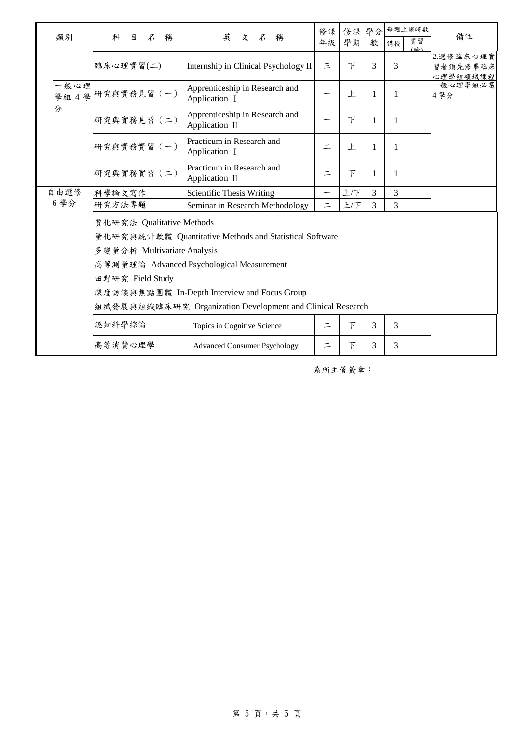| 類別 | 科目名稱 | 英文名稱 | 修課年級 | 修課學期 | 學分數 | 每週上課時數 | | 備註 |
|---|---|---|---|---|---|---|---|---|
| | | | | | | 講授 | 實習(驗) | |
| | 臨床心理實習(二) | Internship in Clinical Psychology II | 三 | 下 | 3 | 3 | | 2.選修臨床心理實習者須先修畢臨床心理學組領域課程 |
| 一般心理學組 4 學分 | 研究與實務見習（一） | Apprenticeship in Research and Application Ⅰ | 一 | 上 | 1 | 1 | | 一般心理學組必選 4 學分 |
| | 研究與實務見習（二） | Apprenticeship in Research and Application Ⅱ | 一 | 下 | 1 | 1 | | |
| | 研究與實務實習（一） | Practicum in Research and Application Ⅰ | 二 | 上 | 1 | 1 | | |
| | 研究與實務實習（二） | Practicum in Research and Application Ⅱ | 二 | 下 | 1 | 1 | | |
| 自由選修 6 學分 | 科學論文寫作 | Scientific Thesis Writing | 一 | 上/下 | 3 | 3 | | |
| | 研究方法專題 | Seminar in Research Methodology | 二 | 上/下 | 3 | 3 | | |
| | 質化研究法 Qualitative Methods<br>量化研究與統計軟體 Quantitative Methods and Statistical Software<br>多變量分析 Multivariate Analysis<br>高等測量理論 Advanced Psychological Measurement<br>田野研究 Field Study<br>深度訪談與焦點團體 In-Depth Interview and Focus Group<br>組織發展與組織臨床研究 Organization Development and Clinical Research | | | | | | | |
| | 認知科學綜論 | Topics in Cognitive Science | 二 | 下 | 3 | 3 | | |
| | 高等消費心理學 | Advanced Consumer Psychology | 二 | 下 | 3 | 3 | | |

系所主管簽章：